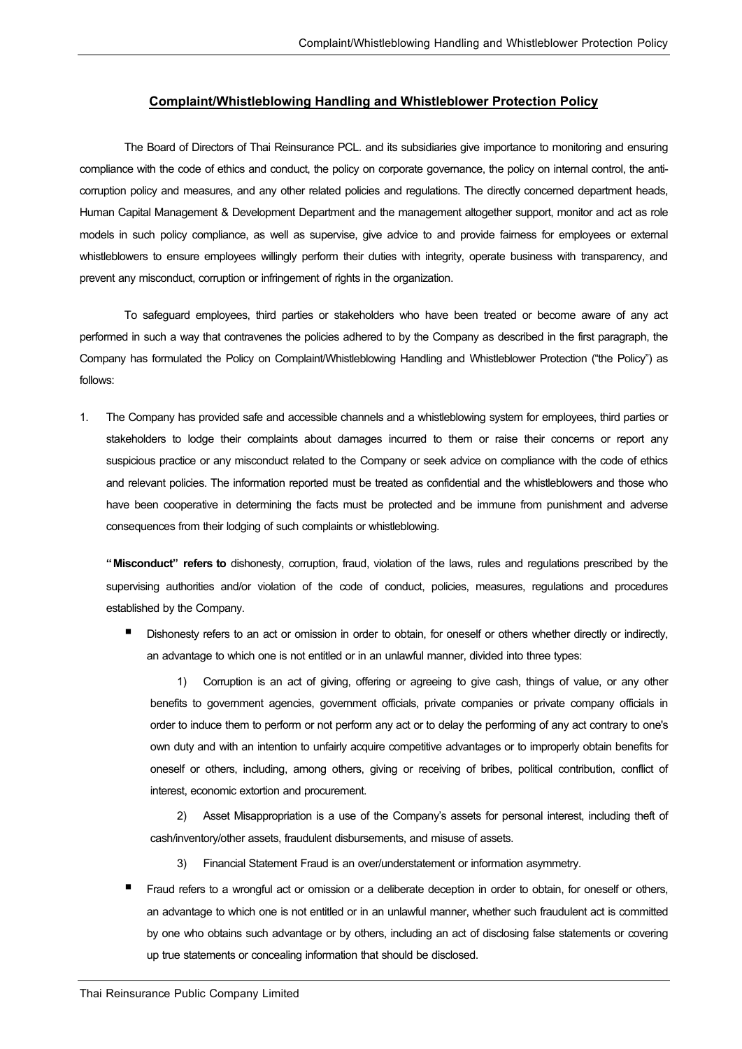# Complaint/Whistleblowing Handling and Whistleblower Protection Policy

The Board of Directors of Thai Reinsurance PCL. and its subsidiaries give importance to monitoring and ensuring compliance with the code of ethics and conduct, the policy on corporate governance, the policy on internal control, the anti-corruption policy and measures, and any other related policies and regulations. The directly concerned department heads, Human Capital Management & Development Department and the management altogether support, monitor and act as role models in such policy compliance, as well as supervise, give advice to and provide fairness for employees or external whistleblowers to ensure employees willingly perform their duties with integrity, operate business with transparency, and prevent any misconduct, corruption or infringement of rights in the organization.

To safeguard employees, third parties or stakeholders who have been treated or become aware of any act performed in such a way that contravenes the policies adhered to by the Company as described in the first paragraph, the Company has formulated the Policy on Complaint/Whistleblowing Handling and Whistleblower Protection ("the Policy") as follows:

1. The Company has provided safe and accessible channels and a whistleblowing system for employees, third parties or stakeholders to lodge their complaints about damages incurred to them or raise their concerns or report any suspicious practice or any misconduct related to the Company or seek advice on compliance with the code of ethics and relevant policies. The information reported must be treated as confidential and the whistleblowers and those who have been cooperative in determining the facts must be protected and be immune from punishment and adverse consequences from their lodging of such complaints or whistleblowing.

   **"Misconduct" refers to** dishonesty, corruption, fraud, violation of the laws, rules and regulations prescribed by the supervising authorities and/or violation of the code of conduct, policies, measures, regulations and procedures established by the Company.

   - Dishonesty refers to an act or omission in order to obtain, for oneself or others whether directly or indirectly, an advantage to which one is not entitled or in an unlawful manner, divided into three types:

     1) Corruption is an act of giving, offering or agreeing to give cash, things of value, or any other benefits to government agencies, government officials, private companies or private company officials in order to induce them to perform or not perform any act or to delay the performing of any act contrary to one's own duty and with an intention to unfairly acquire competitive advantages or to improperly obtain benefits for oneself or others, including, among others, giving or receiving of bribes, political contribution, conflict of interest, economic extortion and procurement.

     2) Asset Misappropriation is a use of the Company's assets for personal interest, including theft of cash/inventory/other assets, fraudulent disbursements, and misuse of assets.

     3) Financial Statement Fraud is an over/understatement or information asymmetry.

   - Fraud refers to a wrongful act or omission or a deliberate deception in order to obtain, for oneself or others, an advantage to which one is not entitled or in an unlawful manner, whether such fraudulent act is committed by one who obtains such advantage or by others, including an act of disclosing false statements or covering up true statements or concealing information that should be disclosed.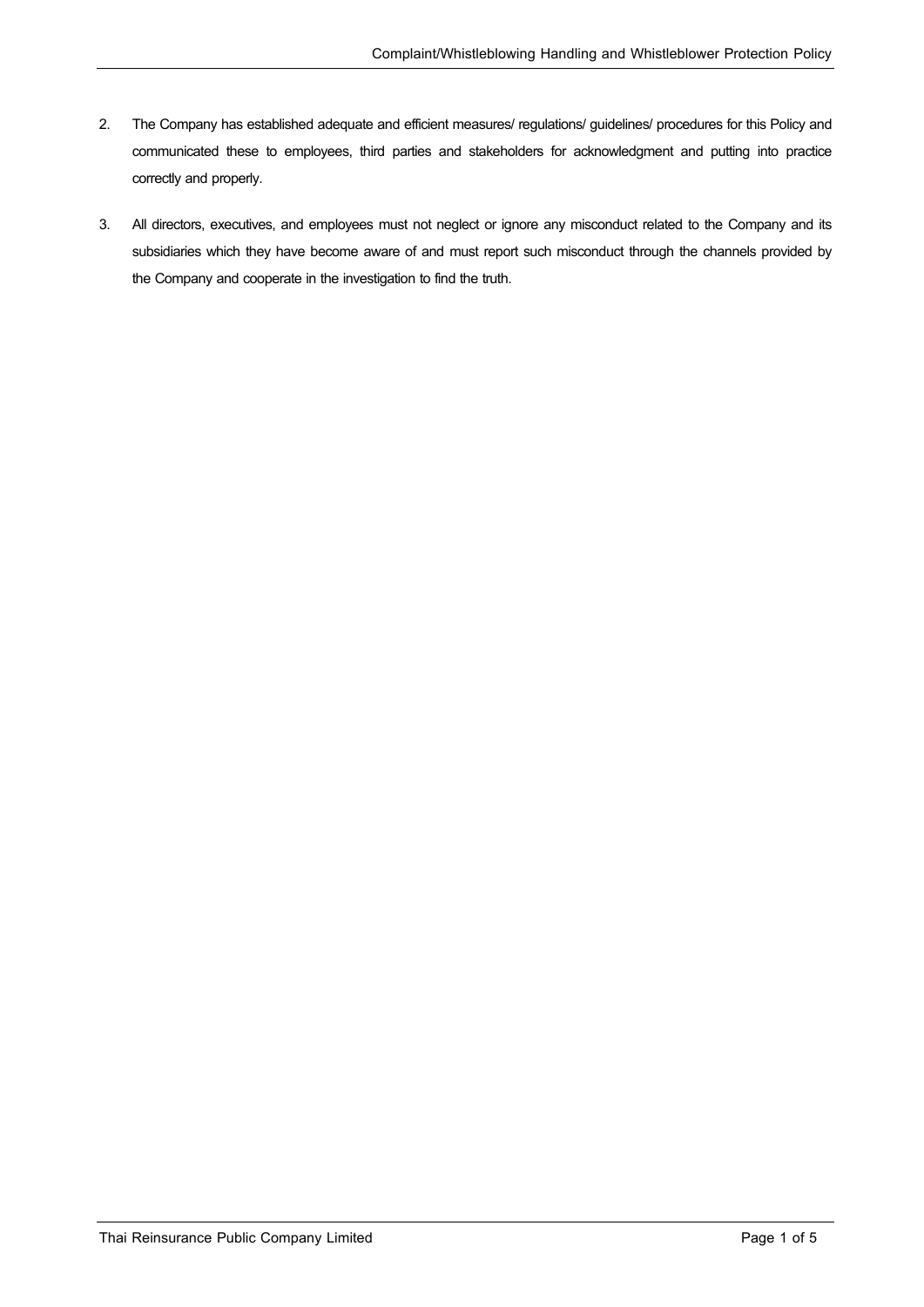2. The Company has established adequate and efficient measures/ regulations/ guidelines/ procedures for this Policy and communicated these to employees, third parties and stakeholders for acknowledgment and putting into practice correctly and properly.

3. All directors, executives, and employees must not neglect or ignore any misconduct related to the Company and its subsidiaries which they have become aware of and must report such misconduct through the channels provided by the Company and cooperate in the investigation to find the truth.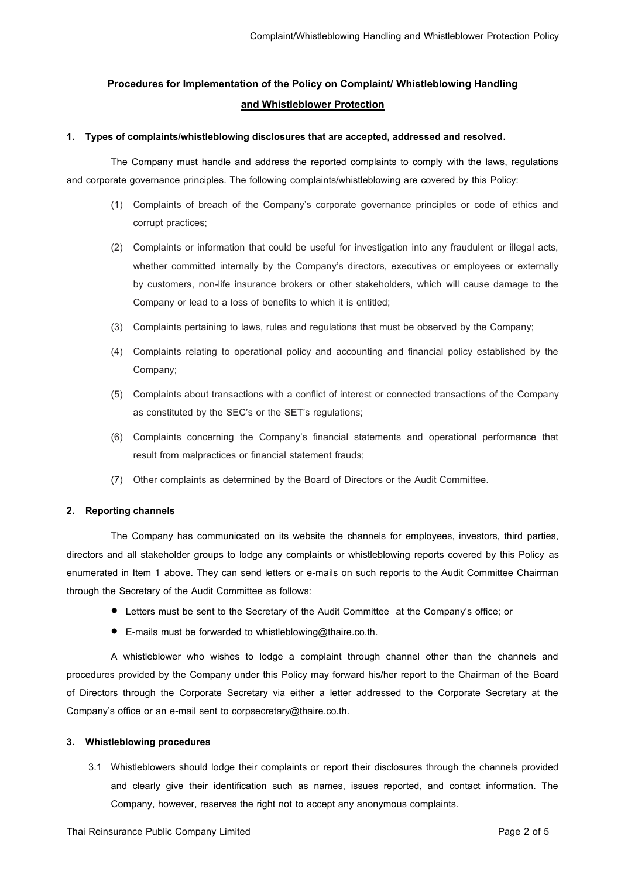## Procedures for Implementation of the Policy on Complaint/ Whistleblowing Handling and Whistleblower Protection

**1. Types of complaints/whistleblowing disclosures that are accepted, addressed and resolved.**

The Company must handle and address the reported complaints to comply with the laws, regulations and corporate governance principles. The following complaints/whistleblowing are covered by this Policy:

(1) Complaints of breach of the Company's corporate governance principles or code of ethics and corrupt practices;

(2) Complaints or information that could be useful for investigation into any fraudulent or illegal acts, whether committed internally by the Company's directors, executives or employees or externally by customers, non-life insurance brokers or other stakeholders, which will cause damage to the Company or lead to a loss of benefits to which it is entitled;

(3) Complaints pertaining to laws, rules and regulations that must be observed by the Company;

(4) Complaints relating to operational policy and accounting and financial policy established by the Company;

(5) Complaints about transactions with a conflict of interest or connected transactions of the Company as constituted by the SEC's or the SET's regulations;

(6) Complaints concerning the Company's financial statements and operational performance that result from malpractices or financial statement frauds;

(7) Other complaints as determined by the Board of Directors or the Audit Committee.

**2. Reporting channels**

The Company has communicated on its website the channels for employees, investors, third parties, directors and all stakeholder groups to lodge any complaints or whistleblowing reports covered by this Policy as enumerated in Item 1 above. They can send letters or e-mails on such reports to the Audit Committee Chairman through the Secretary of the Audit Committee as follows:

- Letters must be sent to the Secretary of the Audit Committee at the Company's office; or
- E-mails must be forwarded to whistleblowing@thaire.co.th.

A whistleblower who wishes to lodge a complaint through channel other than the channels and procedures provided by the Company under this Policy may forward his/her report to the Chairman of the Board of Directors through the Corporate Secretary via either a letter addressed to the Corporate Secretary at the Company's office or an e-mail sent to corpsecretary@thaire.co.th.

**3. Whistleblowing procedures**

3.1 Whistleblowers should lodge their complaints or report their disclosures through the channels provided and clearly give their identification such as names, issues reported, and contact information. The Company, however, reserves the right not to accept any anonymous complaints.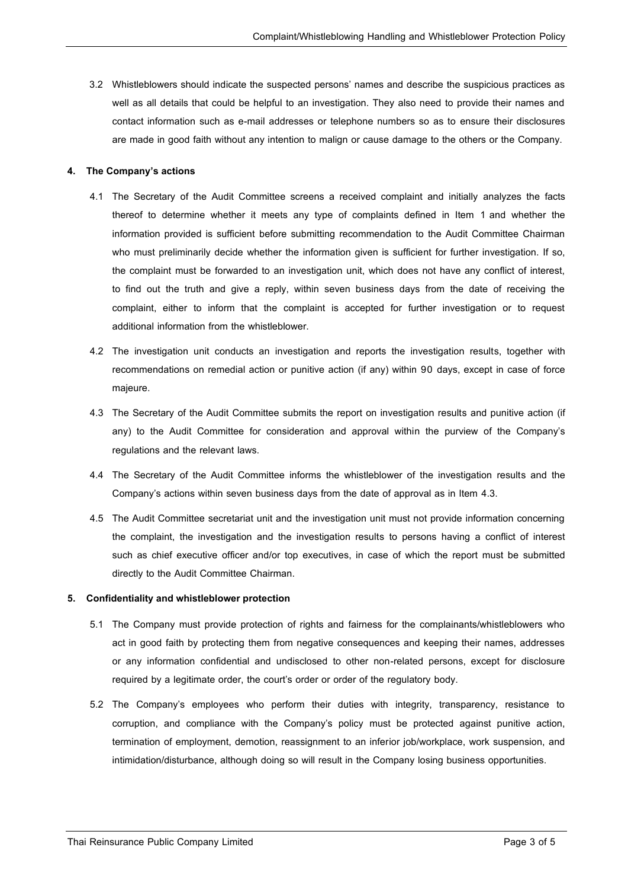3.2 Whistleblowers should indicate the suspected persons' names and describe the suspicious practices as well as all details that could be helpful to an investigation. They also need to provide their names and contact information such as e-mail addresses or telephone numbers so as to ensure their disclosures are made in good faith without any intention to malign or cause damage to the others or the Company.

**4. The Company's actions**

4.1 The Secretary of the Audit Committee screens a received complaint and initially analyzes the facts thereof to determine whether it meets any type of complaints defined in Item 1 and whether the information provided is sufficient before submitting recommendation to the Audit Committee Chairman who must preliminarily decide whether the information given is sufficient for further investigation. If so, the complaint must be forwarded to an investigation unit, which does not have any conflict of interest, to find out the truth and give a reply, within seven business days from the date of receiving the complaint, either to inform that the complaint is accepted for further investigation or to request additional information from the whistleblower.

4.2 The investigation unit conducts an investigation and reports the investigation results, together with recommendations on remedial action or punitive action (if any) within 90 days, except in case of force majeure.

4.3 The Secretary of the Audit Committee submits the report on investigation results and punitive action (if any) to the Audit Committee for consideration and approval within the purview of the Company's regulations and the relevant laws.

4.4 The Secretary of the Audit Committee informs the whistleblower of the investigation results and the Company's actions within seven business days from the date of approval as in Item 4.3.

4.5 The Audit Committee secretariat unit and the investigation unit must not provide information concerning the complaint, the investigation and the investigation results to persons having a conflict of interest such as chief executive officer and/or top executives, in case of which the report must be submitted directly to the Audit Committee Chairman.

**5. Confidentiality and whistleblower protection**

5.1 The Company must provide protection of rights and fairness for the complainants/whistleblowers who act in good faith by protecting them from negative consequences and keeping their names, addresses or any information confidential and undisclosed to other non-related persons, except for disclosure required by a legitimate order, the court's order or order of the regulatory body.

5.2 The Company's employees who perform their duties with integrity, transparency, resistance to corruption, and compliance with the Company's policy must be protected against punitive action, termination of employment, demotion, reassignment to an inferior job/workplace, work suspension, and intimidation/disturbance, although doing so will result in the Company losing business opportunities.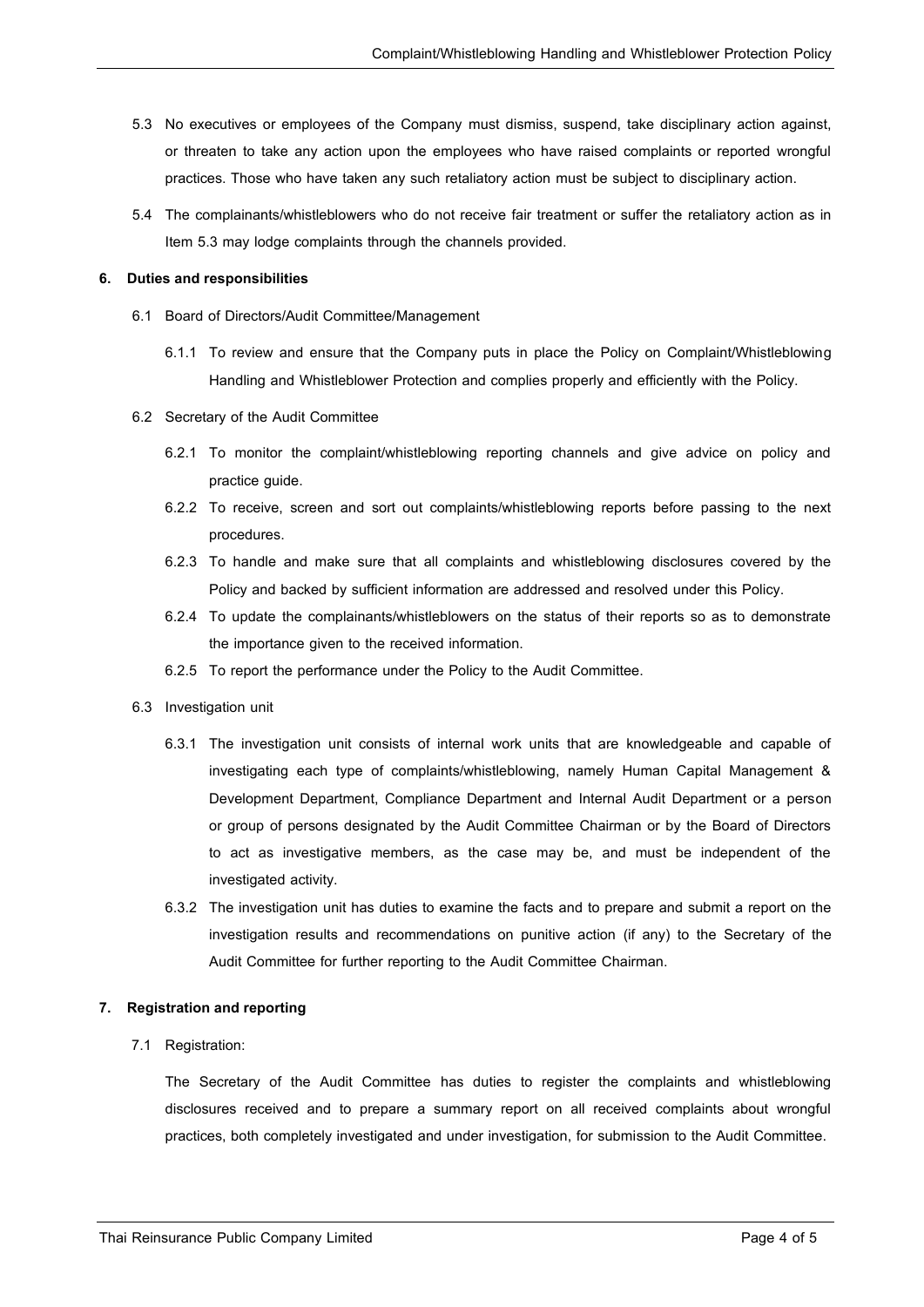5.3 No executives or employees of the Company must dismiss, suspend, take disciplinary action against, or threaten to take any action upon the employees who have raised complaints or reported wrongful practices. Those who have taken any such retaliatory action must be subject to disciplinary action.

5.4 The complainants/whistleblowers who do not receive fair treatment or suffer the retaliatory action as in Item 5.3 may lodge complaints through the channels provided.

**6. Duties and responsibilities**

6.1 Board of Directors/Audit Committee/Management

6.1.1 To review and ensure that the Company puts in place the Policy on Complaint/Whistleblowing Handling and Whistleblower Protection and complies properly and efficiently with the Policy.

6.2 Secretary of the Audit Committee

6.2.1 To monitor the complaint/whistleblowing reporting channels and give advice on policy and practice guide.

6.2.2 To receive, screen and sort out complaints/whistleblowing reports before passing to the next procedures.

6.2.3 To handle and make sure that all complaints and whistleblowing disclosures covered by the Policy and backed by sufficient information are addressed and resolved under this Policy.

6.2.4 To update the complainants/whistleblowers on the status of their reports so as to demonstrate the importance given to the received information.

6.2.5 To report the performance under the Policy to the Audit Committee.

6.3 Investigation unit

6.3.1 The investigation unit consists of internal work units that are knowledgeable and capable of investigating each type of complaints/whistleblowing, namely Human Capital Management & Development Department, Compliance Department and Internal Audit Department or a person or group of persons designated by the Audit Committee Chairman or by the Board of Directors to act as investigative members, as the case may be, and must be independent of the investigated activity.

6.3.2 The investigation unit has duties to examine the facts and to prepare and submit a report on the investigation results and recommendations on punitive action (if any) to the Secretary of the Audit Committee for further reporting to the Audit Committee Chairman.

**7. Registration and reporting**

7.1 Registration:

The Secretary of the Audit Committee has duties to register the complaints and whistleblowing disclosures received and to prepare a summary report on all received complaints about wrongful practices, both completely investigated and under investigation, for submission to the Audit Committee.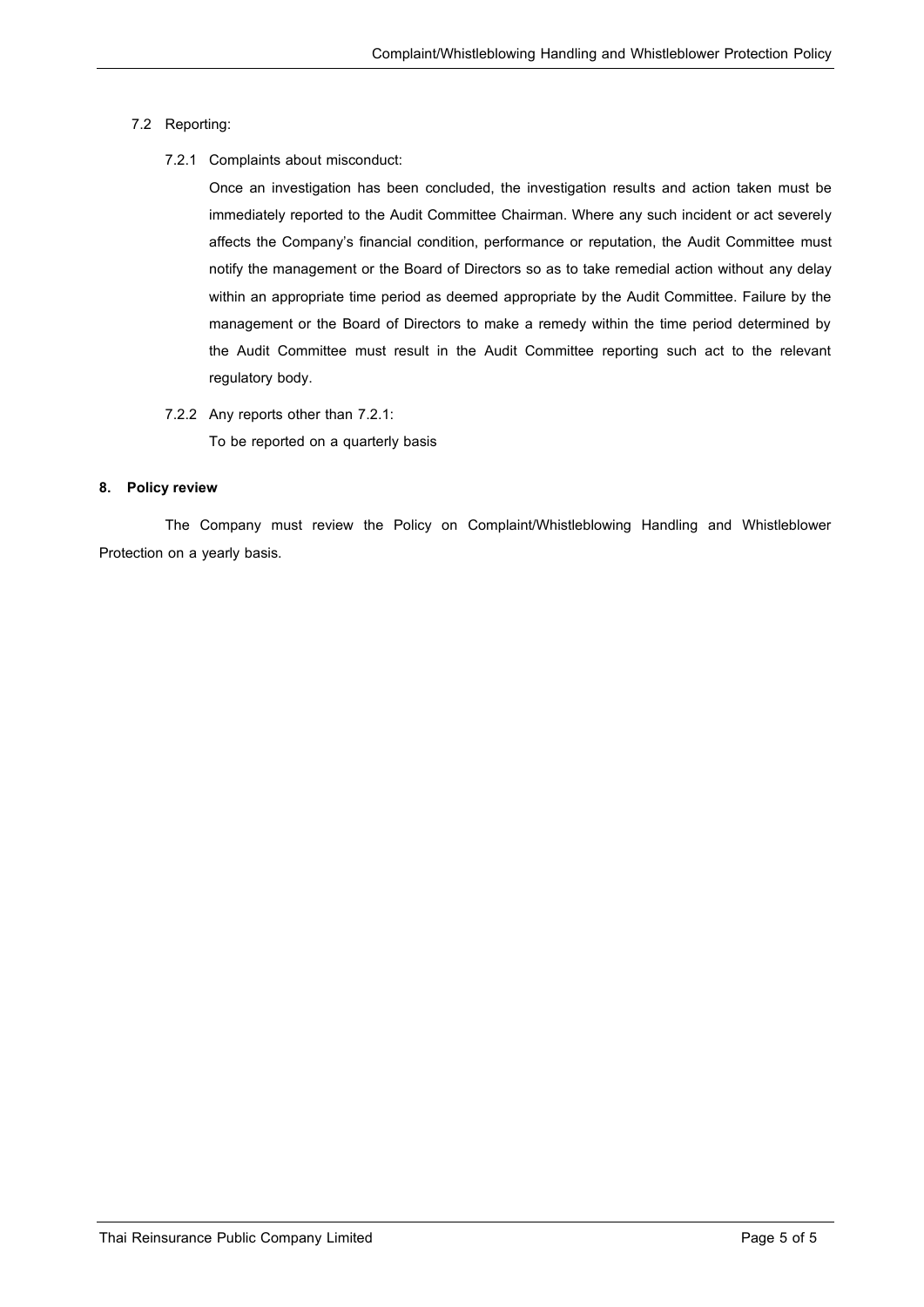7.2 Reporting:

7.2.1 Complaints about misconduct:

Once an investigation has been concluded, the investigation results and action taken must be immediately reported to the Audit Committee Chairman. Where any such incident or act severely affects the Company's financial condition, performance or reputation, the Audit Committee must notify the management or the Board of Directors so as to take remedial action without any delay within an appropriate time period as deemed appropriate by the Audit Committee. Failure by the management or the Board of Directors to make a remedy within the time period determined by the Audit Committee must result in the Audit Committee reporting such act to the relevant regulatory body.

7.2.2 Any reports other than 7.2.1:

To be reported on a quarterly basis

**8. Policy review**

The Company must review the Policy on Complaint/Whistleblowing Handling and Whistleblower Protection on a yearly basis.